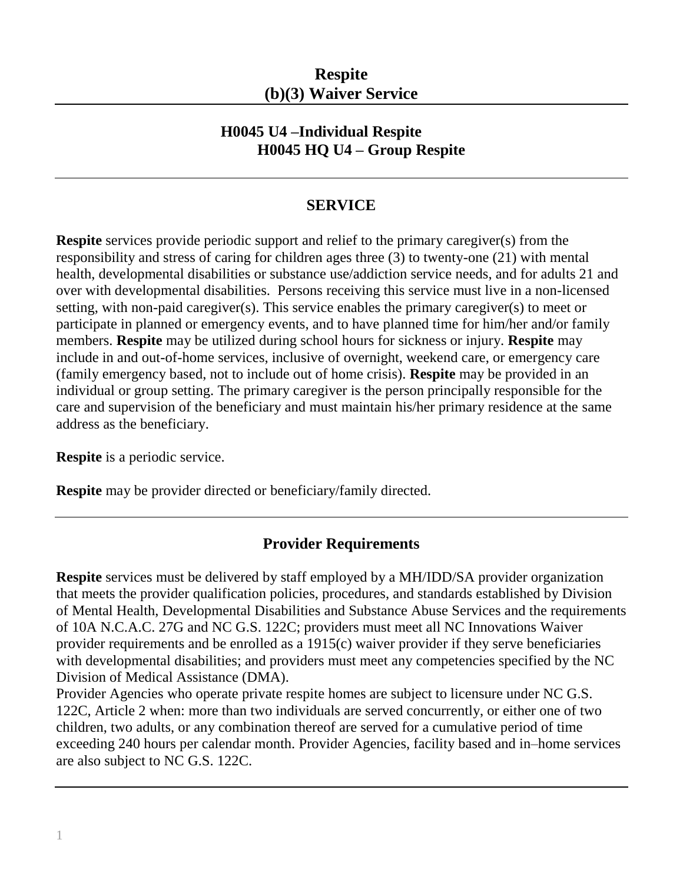# Respite
# (b)(3) Waiver Service

## H0045 U4 –Individual Respite
## H0045 HQ U4 – Group Respite

---

## SERVICE

**Respite** services provide periodic support and relief to the primary caregiver(s) from the responsibility and stress of caring for children ages three (3) to twenty-one (21) with mental health, developmental disabilities or substance use/addiction service needs, and for adults 21 and over with developmental disabilities. Persons receiving this service must live in a non-licensed setting, with non-paid caregiver(s). This service enables the primary caregiver(s) to meet or participate in planned or emergency events, and to have planned time for him/her and/or family members. **Respite** may be utilized during school hours for sickness or injury. **Respite** may include in and out-of-home services, inclusive of overnight, weekend care, or emergency care (family emergency based, not to include out of home crisis). **Respite** may be provided in an individual or group setting. The primary caregiver is the person principally responsible for the care and supervision of the beneficiary and must maintain his/her primary residence at the same address as the beneficiary.

**Respite** is a periodic service.

**Respite** may be provider directed or beneficiary/family directed.

---

## Provider Requirements

**Respite** services must be delivered by staff employed by a MH/IDD/SA provider organization that meets the provider qualification policies, procedures, and standards established by Division of Mental Health, Developmental Disabilities and Substance Abuse Services and the requirements of 10A N.C.A.C. 27G and NC G.S. 122C; providers must meet all NC Innovations Waiver provider requirements and be enrolled as a 1915(c) waiver provider if they serve beneficiaries with developmental disabilities; and providers must meet any competencies specified by the NC Division of Medical Assistance (DMA).

Provider Agencies who operate private respite homes are subject to licensure under NC G.S. 122C, Article 2 when: more than two individuals are served concurrently, or either one of two children, two adults, or any combination thereof are served for a cumulative period of time exceeding 240 hours per calendar month. Provider Agencies, facility based and in–home services are also subject to NC G.S. 122C.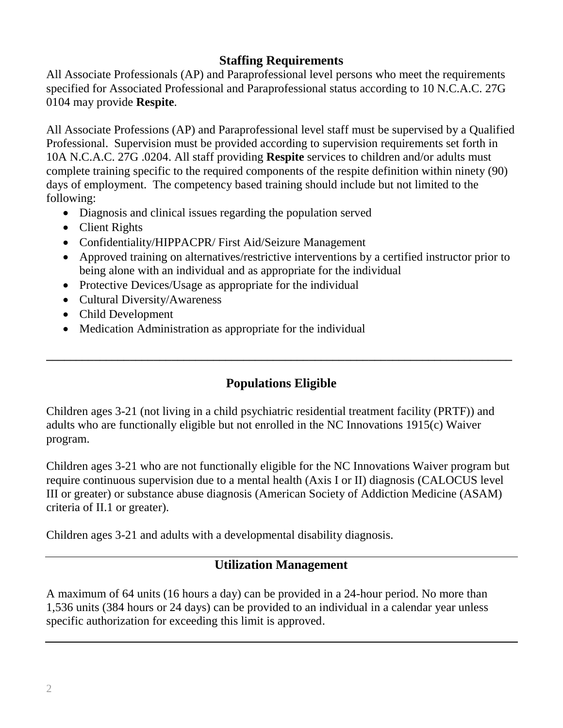## Staffing Requirements

All Associate Professionals (AP) and Paraprofessional level persons who meet the requirements specified for Associated Professional and Paraprofessional status according to 10 N.C.A.C. 27G 0104 may provide **Respite**.

All Associate Professions (AP) and Paraprofessional level staff must be supervised by a Qualified Professional. Supervision must be provided according to supervision requirements set forth in 10A N.C.A.C. 27G .0204. All staff providing **Respite** services to children and/or adults must complete training specific to the required components of the respite definition within ninety (90) days of employment. The competency based training should include but not limited to the following:

- Diagnosis and clinical issues regarding the population served
- Client Rights
- Confidentiality/HIPPACPR/ First Aid/Seizure Management
- Approved training on alternatives/restrictive interventions by a certified instructor prior to being alone with an individual and as appropriate for the individual
- Protective Devices/Usage as appropriate for the individual
- Cultural Diversity/Awareness
- Child Development
- Medication Administration as appropriate for the individual

---

## Populations Eligible

Children ages 3-21 (not living in a child psychiatric residential treatment facility (PRTF)) and adults who are functionally eligible but not enrolled in the NC Innovations 1915(c) Waiver program.

Children ages 3-21 who are not functionally eligible for the NC Innovations Waiver program but require continuous supervision due to a mental health (Axis I or II) diagnosis (CALOCUS level III or greater) or substance abuse diagnosis (American Society of Addiction Medicine (ASAM) criteria of II.1 or greater).

Children ages 3-21 and adults with a developmental disability diagnosis.

---

## Utilization Management

A maximum of 64 units (16 hours a day) can be provided in a 24-hour period. No more than 1,536 units (384 hours or 24 days) can be provided to an individual in a calendar year unless specific authorization for exceeding this limit is approved.

---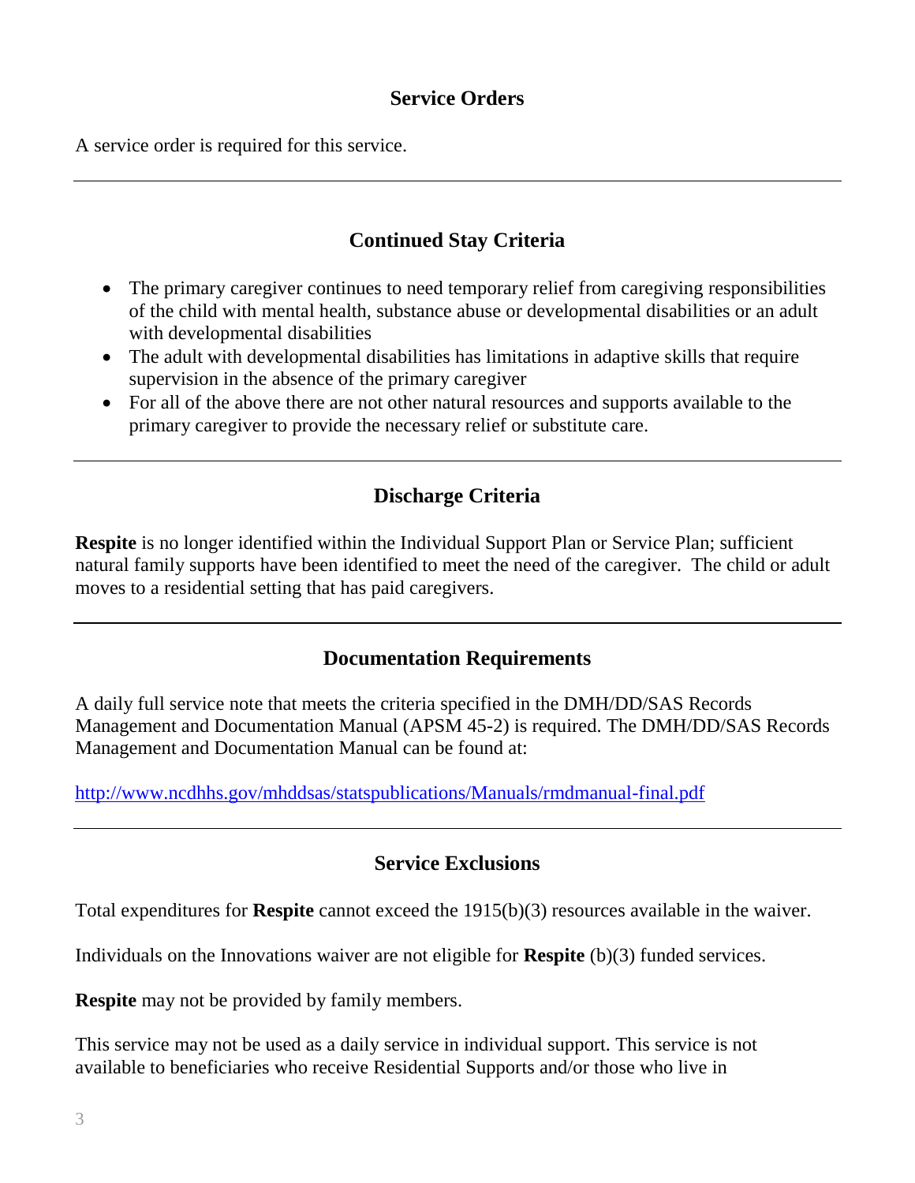## Service Orders

A service order is required for this service.

---

## Continued Stay Criteria

- The primary caregiver continues to need temporary relief from caregiving responsibilities of the child with mental health, substance abuse or developmental disabilities or an adult with developmental disabilities
- The adult with developmental disabilities has limitations in adaptive skills that require supervision in the absence of the primary caregiver
- For all of the above there are not other natural resources and supports available to the primary caregiver to provide the necessary relief or substitute care.

---

## Discharge Criteria

**Respite** is no longer identified within the Individual Support Plan or Service Plan; sufficient natural family supports have been identified to meet the need of the caregiver. The child or adult moves to a residential setting that has paid caregivers.

---

## Documentation Requirements

A daily full service note that meets the criteria specified in the DMH/DD/SAS Records Management and Documentation Manual (APSM 45-2) is required. The DMH/DD/SAS Records Management and Documentation Manual can be found at:

http://www.ncdhhs.gov/mhddsas/statspublications/Manuals/rmdmanual-final.pdf

---

## Service Exclusions

Total expenditures for **Respite** cannot exceed the 1915(b)(3) resources available in the waiver.

Individuals on the Innovations waiver are not eligible for **Respite** (b)(3) funded services.

**Respite** may not be provided by family members.

This service may not be used as a daily service in individual support. This service is not available to beneficiaries who receive Residential Supports and/or those who live in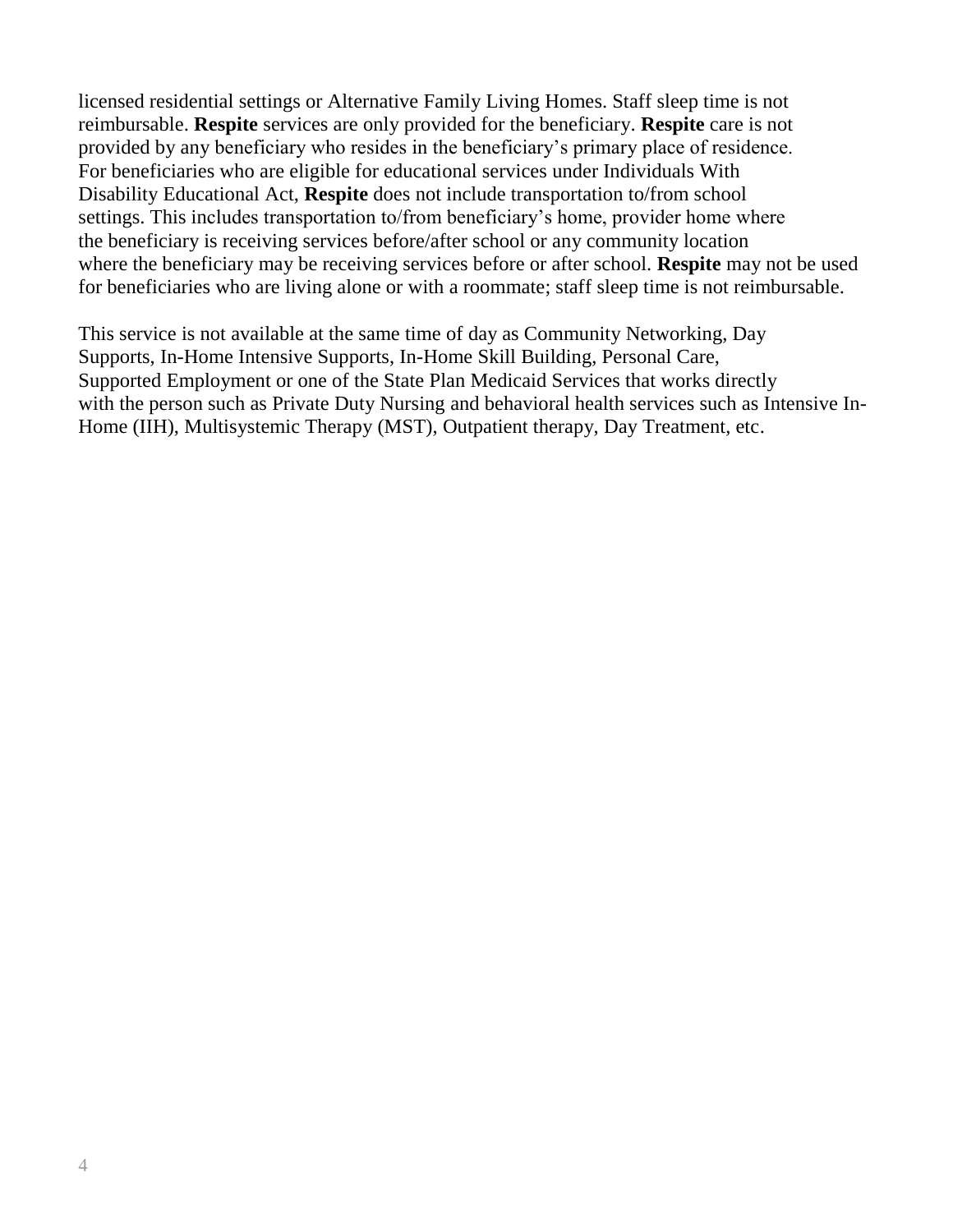licensed residential settings or Alternative Family Living Homes. Staff sleep time is not reimbursable. **Respite** services are only provided for the beneficiary. **Respite** care is not provided by any beneficiary who resides in the beneficiary's primary place of residence. For beneficiaries who are eligible for educational services under Individuals With Disability Educational Act, **Respite** does not include transportation to/from school settings. This includes transportation to/from beneficiary's home, provider home where the beneficiary is receiving services before/after school or any community location where the beneficiary may be receiving services before or after school. **Respite** may not be used for beneficiaries who are living alone or with a roommate; staff sleep time is not reimbursable.

This service is not available at the same time of day as Community Networking, Day Supports, In-Home Intensive Supports, In-Home Skill Building, Personal Care, Supported Employment or one of the State Plan Medicaid Services that works directly with the person such as Private Duty Nursing and behavioral health services such as Intensive In-Home (IIH), Multisystemic Therapy (MST), Outpatient therapy, Day Treatment, etc.